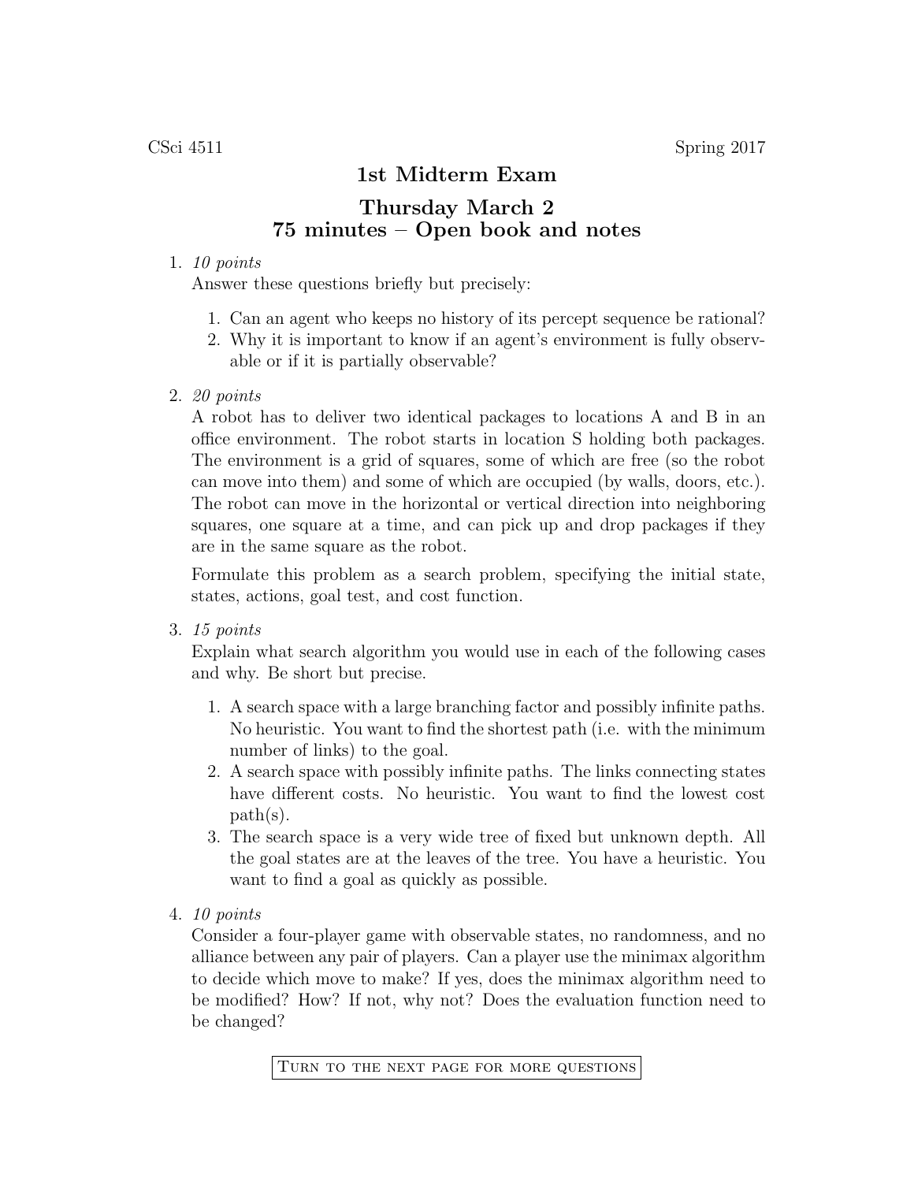CSci 4511 Spring 2017

# 1st Midterm Exam

## Thursday March 2
## 75 minutes – Open book and notes

1. *10 points*
   Answer these questions briefly but precisely:

   1. Can an agent who keeps no history of its percept sequence be rational?
   2. Why it is important to know if an agent's environment is fully observable or if it is partially observable?

2. *20 points*
   A robot has to deliver two identical packages to locations A and B in an office environment. The robot starts in location S holding both packages. The environment is a grid of squares, some of which are free (so the robot can move into them) and some of which are occupied (by walls, doors, etc.). The robot can move in the horizontal or vertical direction into neighboring squares, one square at a time, and can pick up and drop packages if they are in the same square as the robot.

   Formulate this problem as a search problem, specifying the initial state, states, actions, goal test, and cost function.

3. *15 points*
   Explain what search algorithm you would use in each of the following cases and why. Be short but precise.

   1. A search space with a large branching factor and possibly infinite paths. No heuristic. You want to find the shortest path (i.e. with the minimum number of links) to the goal.
   2. A search space with possibly infinite paths. The links connecting states have different costs. No heuristic. You want to find the lowest cost path(s).
   3. The search space is a very wide tree of fixed but unknown depth. All the goal states are at the leaves of the tree. You have a heuristic. You want to find a goal as quickly as possible.

4. *10 points*
   Consider a four-player game with observable states, no randomness, and no alliance between any pair of players. Can a player use the minimax algorithm to decide which move to make? If yes, does the minimax algorithm need to be modified? How? If not, why not? Does the evaluation function need to be changed?

Turn to the next page for more questions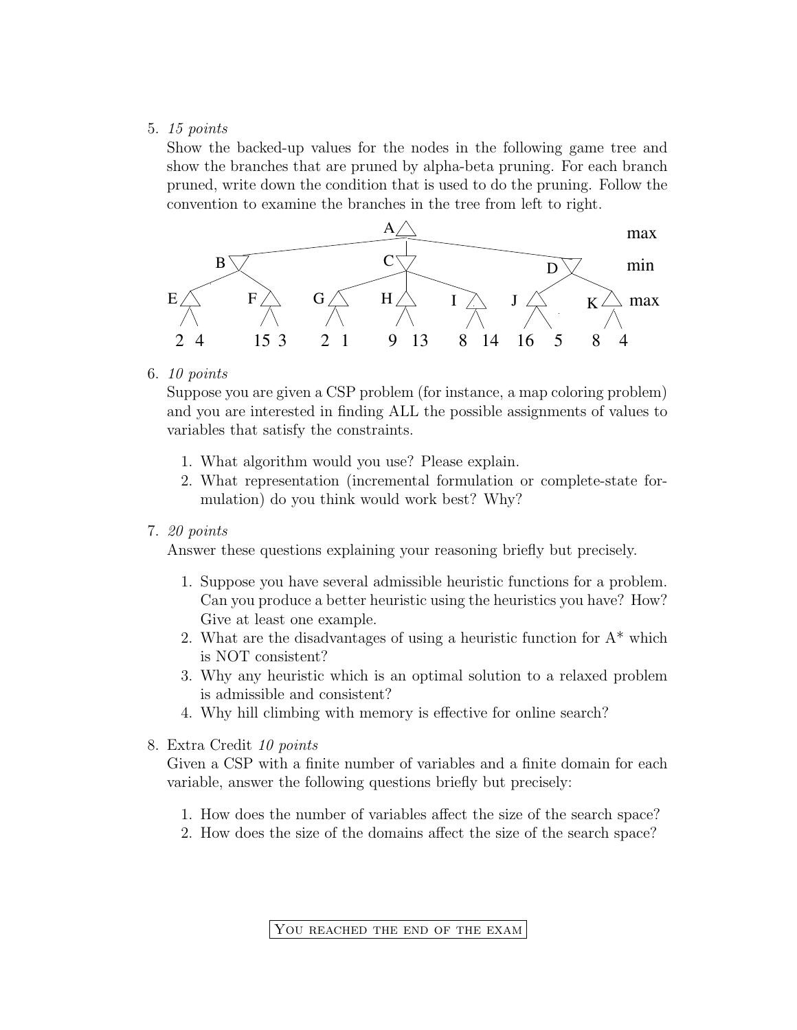5. *15 points*
   Show the backed-up values for the nodes in the following game tree and show the branches that are pruned by alpha-beta pruning. For each branch pruned, write down the condition that is used to do the pruning. Follow the convention to examine the branches in the tree from left to right.

A

max

B

C

D

min

E

F

G

H

I

J

K

max

2 4 15 3 2 1 9 13 8 14 16 5 8 4

6. *10 points*
   Suppose you are given a CSP problem (for instance, a map coloring problem) and you are interested in finding ALL the possible assignments of values to variables that satisfy the constraints.

   1. What algorithm would you use? Please explain.
   2. What representation (incremental formulation or complete-state formulation) do you think would work best? Why?

7. *20 points*
   Answer these questions explaining your reasoning briefly but precisely.

   1. Suppose you have several admissible heuristic functions for a problem. Can you produce a better heuristic using the heuristics you have? How? Give at least one example.
   2. What are the disadvantages of using a heuristic function for A* which is NOT consistent?
   3. Why any heuristic which is an optimal solution to a relaxed problem is admissible and consistent?
   4. Why hill climbing with memory is effective for online search?

8. Extra Credit *10 points*
   Given a CSP with a finite number of variables and a finite domain for each variable, answer the following questions briefly but precisely:

   1. How does the number of variables affect the size of the search space?
   2. How does the size of the domains affect the size of the search space?

You reached the end of the exam